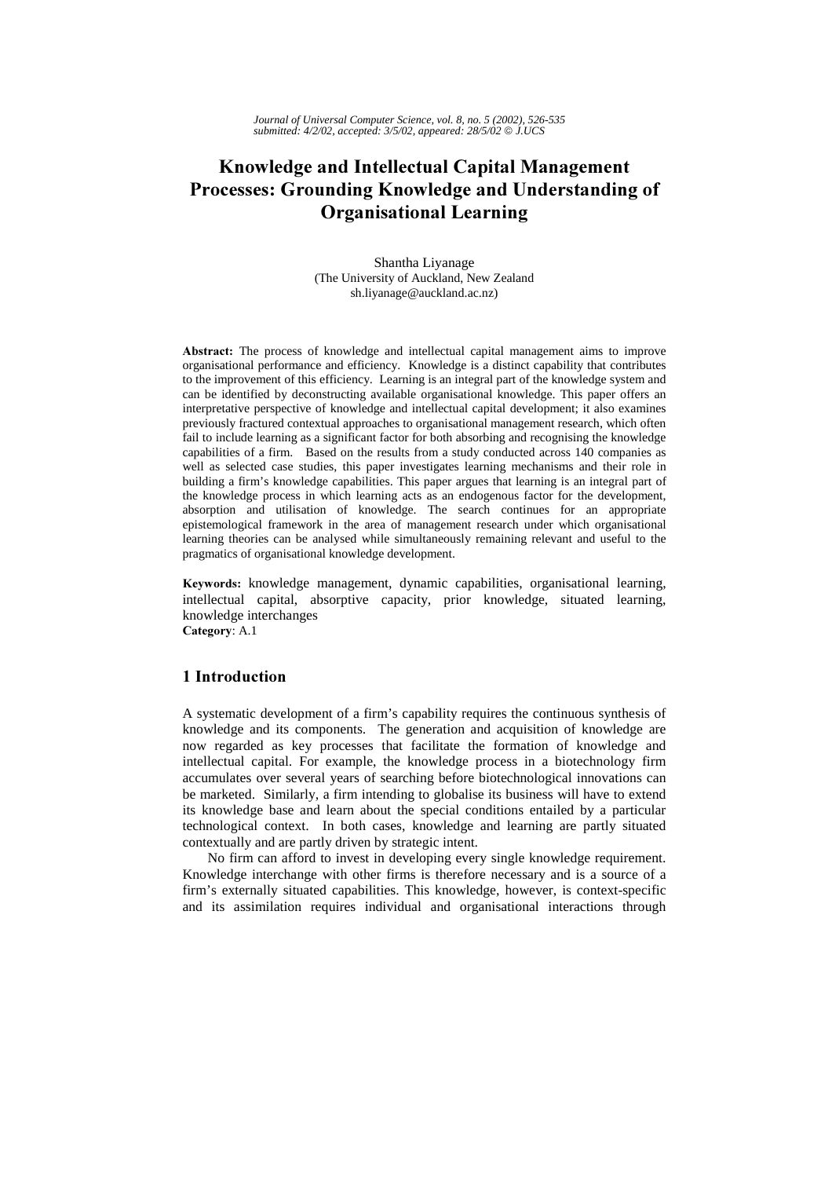# Knowledge and Intellectual Capital Management Processes: Grounding Knowledge and Understanding of Organisational Learning

Shantha Liyanage
(The University of Auckland, New Zealand
sh.liyanage@auckland.ac.nz)

**Abstract:** The process of knowledge and intellectual capital management aims to improve organisational performance and efficiency. Knowledge is a distinct capability that contributes to the improvement of this efficiency. Learning is an integral part of the knowledge system and can be identified by deconstructing available organisational knowledge. This paper offers an interpretative perspective of knowledge and intellectual capital development; it also examines previously fractured contextual approaches to organisational management research, which often fail to include learning as a significant factor for both absorbing and recognising the knowledge capabilities of a firm. Based on the results from a study conducted across 140 companies as well as selected case studies, this paper investigates learning mechanisms and their role in building a firm's knowledge capabilities. This paper argues that learning is an integral part of the knowledge process in which learning acts as an endogenous factor for the development, absorption and utilisation of knowledge. The search continues for an appropriate epistemological framework in the area of management research under which organisational learning theories can be analysed while simultaneously remaining relevant and useful to the pragmatics of organisational knowledge development.

**Keywords:** knowledge management, dynamic capabilities, organisational learning, intellectual capital, absorptive capacity, prior knowledge, situated learning, knowledge interchanges

**Category**: A.1

## 1 Introduction

A systematic development of a firm's capability requires the continuous synthesis of knowledge and its components. The generation and acquisition of knowledge are now regarded as key processes that facilitate the formation of knowledge and intellectual capital. For example, the knowledge process in a biotechnology firm accumulates over several years of searching before biotechnological innovations can be marketed. Similarly, a firm intending to globalise its business will have to extend its knowledge base and learn about the special conditions entailed by a particular technological context. In both cases, knowledge and learning are partly situated contextually and are partly driven by strategic intent.

No firm can afford to invest in developing every single knowledge requirement. Knowledge interchange with other firms is therefore necessary and is a source of a firm's externally situated capabilities. This knowledge, however, is context-specific and its assimilation requires individual and organisational interactions through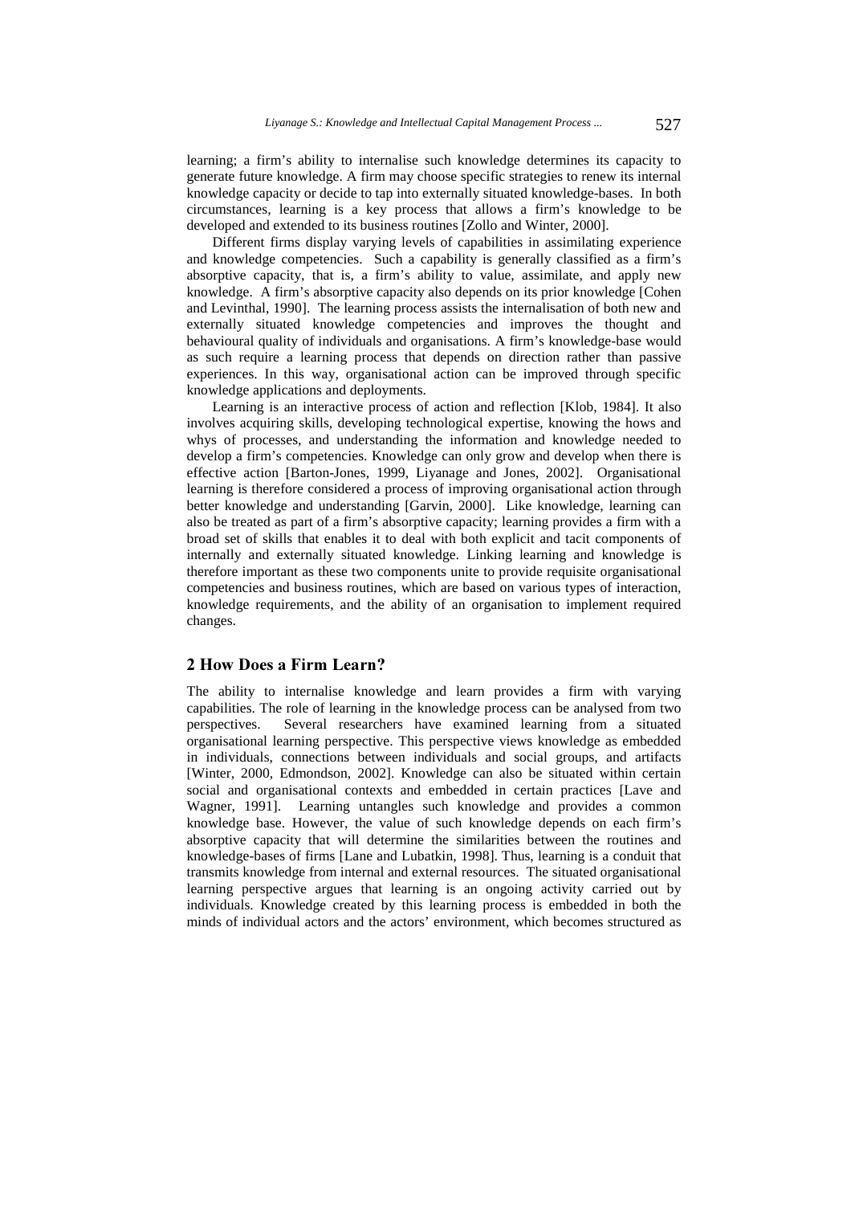learning; a firm's ability to internalise such knowledge determines its capacity to generate future knowledge. A firm may choose specific strategies to renew its internal knowledge capacity or decide to tap into externally situated knowledge-bases. In both circumstances, learning is a key process that allows a firm's knowledge to be developed and extended to its business routines [Zollo and Winter, 2000].

Different firms display varying levels of capabilities in assimilating experience and knowledge competencies. Such a capability is generally classified as a firm's absorptive capacity, that is, a firm's ability to value, assimilate, and apply new knowledge. A firm's absorptive capacity also depends on its prior knowledge [Cohen and Levinthal, 1990]. The learning process assists the internalisation of both new and externally situated knowledge competencies and improves the thought and behavioural quality of individuals and organisations. A firm's knowledge-base would as such require a learning process that depends on direction rather than passive experiences. In this way, organisational action can be improved through specific knowledge applications and deployments.

Learning is an interactive process of action and reflection [Klob, 1984]. It also involves acquiring skills, developing technological expertise, knowing the hows and whys of processes, and understanding the information and knowledge needed to develop a firm's competencies. Knowledge can only grow and develop when there is effective action [Barton-Jones, 1999, Liyanage and Jones, 2002]. Organisational learning is therefore considered a process of improving organisational action through better knowledge and understanding [Garvin, 2000]. Like knowledge, learning can also be treated as part of a firm's absorptive capacity; learning provides a firm with a broad set of skills that enables it to deal with both explicit and tacit components of internally and externally situated knowledge. Linking learning and knowledge is therefore important as these two components unite to provide requisite organisational competencies and business routines, which are based on various types of interaction, knowledge requirements, and the ability of an organisation to implement required changes.

## 2 How Does a Firm Learn?

The ability to internalise knowledge and learn provides a firm with varying capabilities. The role of learning in the knowledge process can be analysed from two perspectives. Several researchers have examined learning from a situated organisational learning perspective. This perspective views knowledge as embedded in individuals, connections between individuals and social groups, and artifacts [Winter, 2000, Edmondson, 2002]. Knowledge can also be situated within certain social and organisational contexts and embedded in certain practices [Lave and Wagner, 1991]. Learning untangles such knowledge and provides a common knowledge base. However, the value of such knowledge depends on each firm's absorptive capacity that will determine the similarities between the routines and knowledge-bases of firms [Lane and Lubatkin, 1998]. Thus, learning is a conduit that transmits knowledge from internal and external resources. The situated organisational learning perspective argues that learning is an ongoing activity carried out by individuals. Knowledge created by this learning process is embedded in both the minds of individual actors and the actors' environment, which becomes structured as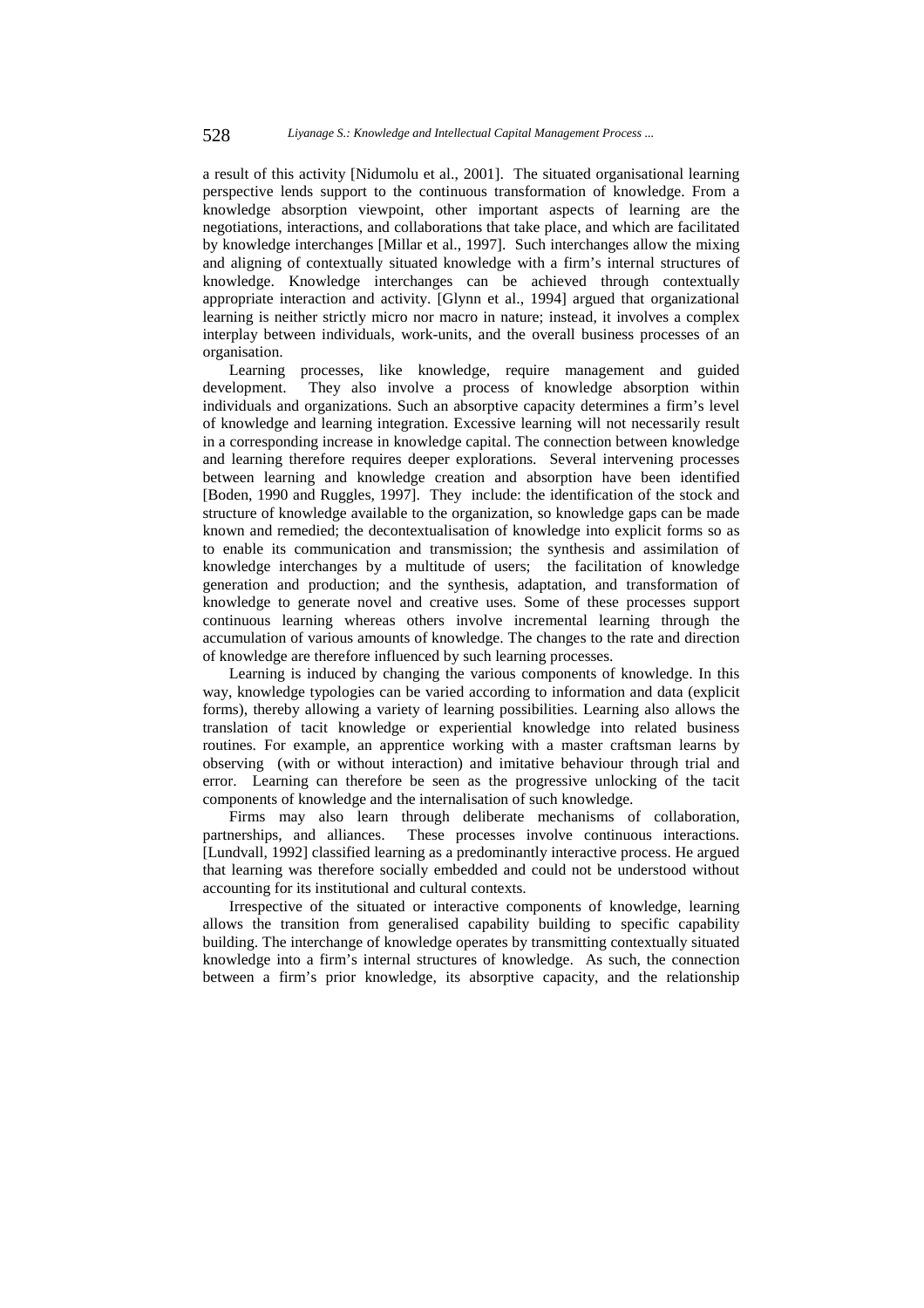a result of this activity [Nidumolu et al., 2001]. The situated organisational learning perspective lends support to the continuous transformation of knowledge. From a knowledge absorption viewpoint, other important aspects of learning are the negotiations, interactions, and collaborations that take place, and which are facilitated by knowledge interchanges [Millar et al., 1997]. Such interchanges allow the mixing and aligning of contextually situated knowledge with a firm's internal structures of knowledge. Knowledge interchanges can be achieved through contextually appropriate interaction and activity. [Glynn et al., 1994] argued that organizational learning is neither strictly micro nor macro in nature; instead, it involves a complex interplay between individuals, work-units, and the overall business processes of an organisation.

Learning processes, like knowledge, require management and guided development. They also involve a process of knowledge absorption within individuals and organizations. Such an absorptive capacity determines a firm's level of knowledge and learning integration. Excessive learning will not necessarily result in a corresponding increase in knowledge capital. The connection between knowledge and learning therefore requires deeper explorations. Several intervening processes between learning and knowledge creation and absorption have been identified [Boden, 1990 and Ruggles, 1997]. They include: the identification of the stock and structure of knowledge available to the organization, so knowledge gaps can be made known and remedied; the decontextualisation of knowledge into explicit forms so as to enable its communication and transmission; the synthesis and assimilation of knowledge interchanges by a multitude of users; the facilitation of knowledge generation and production; and the synthesis, adaptation, and transformation of knowledge to generate novel and creative uses. Some of these processes support continuous learning whereas others involve incremental learning through the accumulation of various amounts of knowledge. The changes to the rate and direction of knowledge are therefore influenced by such learning processes.

Learning is induced by changing the various components of knowledge. In this way, knowledge typologies can be varied according to information and data (explicit forms), thereby allowing a variety of learning possibilities. Learning also allows the translation of tacit knowledge or experiential knowledge into related business routines. For example, an apprentice working with a master craftsman learns by observing (with or without interaction) and imitative behaviour through trial and error. Learning can therefore be seen as the progressive unlocking of the tacit components of knowledge and the internalisation of such knowledge.

Firms may also learn through deliberate mechanisms of collaboration, partnerships, and alliances. These processes involve continuous interactions. [Lundvall, 1992] classified learning as a predominantly interactive process. He argued that learning was therefore socially embedded and could not be understood without accounting for its institutional and cultural contexts.

Irrespective of the situated or interactive components of knowledge, learning allows the transition from generalised capability building to specific capability building. The interchange of knowledge operates by transmitting contextually situated knowledge into a firm's internal structures of knowledge. As such, the connection between a firm's prior knowledge, its absorptive capacity, and the relationship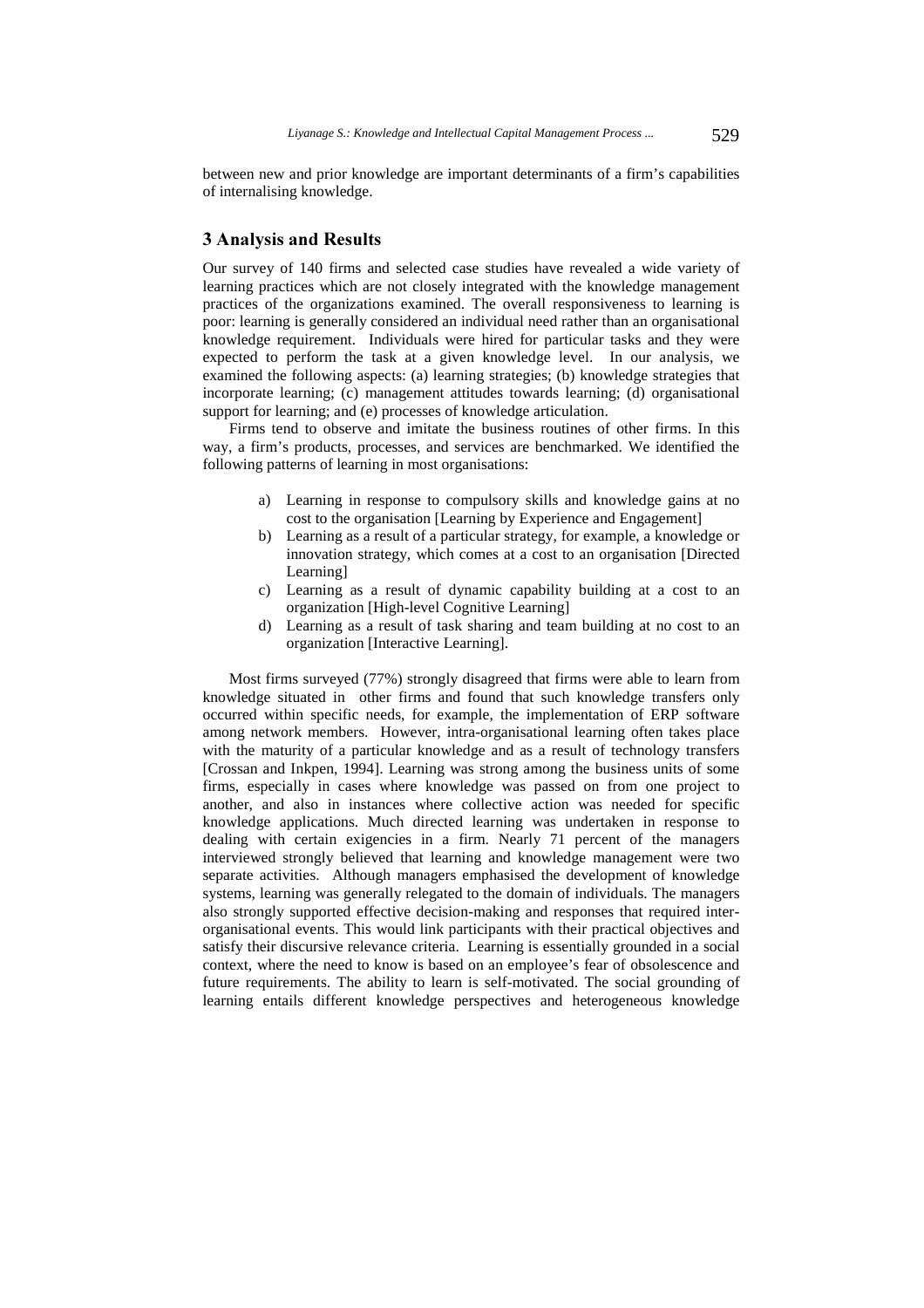between new and prior knowledge are important determinants of a firm's capabilities of internalising knowledge.

## 3 Analysis and Results

Our survey of 140 firms and selected case studies have revealed a wide variety of learning practices which are not closely integrated with the knowledge management practices of the organizations examined. The overall responsiveness to learning is poor: learning is generally considered an individual need rather than an organisational knowledge requirement. Individuals were hired for particular tasks and they were expected to perform the task at a given knowledge level. In our analysis, we examined the following aspects: (a) learning strategies; (b) knowledge strategies that incorporate learning; (c) management attitudes towards learning; (d) organisational support for learning; and (e) processes of knowledge articulation.

Firms tend to observe and imitate the business routines of other firms. In this way, a firm's products, processes, and services are benchmarked. We identified the following patterns of learning in most organisations:

a) Learning in response to compulsory skills and knowledge gains at no cost to the organisation [Learning by Experience and Engagement]
b) Learning as a result of a particular strategy, for example, a knowledge or innovation strategy, which comes at a cost to an organisation [Directed Learning]
c) Learning as a result of dynamic capability building at a cost to an organization [High-level Cognitive Learning]
d) Learning as a result of task sharing and team building at no cost to an organization [Interactive Learning].

Most firms surveyed (77%) strongly disagreed that firms were able to learn from knowledge situated in other firms and found that such knowledge transfers only occurred within specific needs, for example, the implementation of ERP software among network members. However, intra-organisational learning often takes place with the maturity of a particular knowledge and as a result of technology transfers [Crossan and Inkpen, 1994]. Learning was strong among the business units of some firms, especially in cases where knowledge was passed on from one project to another, and also in instances where collective action was needed for specific knowledge applications. Much directed learning was undertaken in response to dealing with certain exigencies in a firm. Nearly 71 percent of the managers interviewed strongly believed that learning and knowledge management were two separate activities. Although managers emphasised the development of knowledge systems, learning was generally relegated to the domain of individuals. The managers also strongly supported effective decision-making and responses that required inter-organisational events. This would link participants with their practical objectives and satisfy their discursive relevance criteria. Learning is essentially grounded in a social context, where the need to know is based on an employee's fear of obsolescence and future requirements. The ability to learn is self-motivated. The social grounding of learning entails different knowledge perspectives and heterogeneous knowledge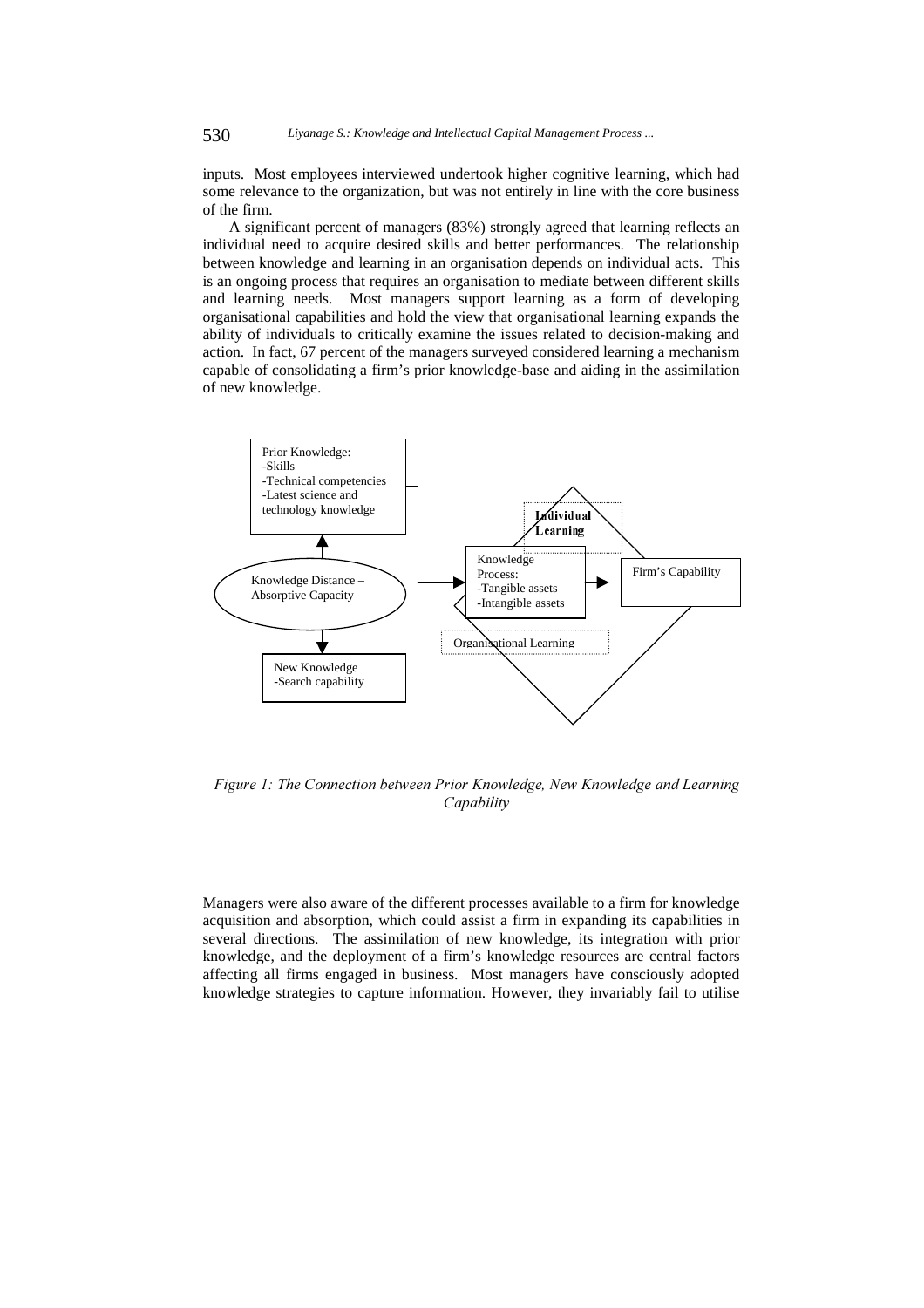inputs. Most employees interviewed undertook higher cognitive learning, which had some relevance to the organization, but was not entirely in line with the core business of the firm.

A significant percent of managers (83%) strongly agreed that learning reflects an individual need to acquire desired skills and better performances. The relationship between knowledge and learning in an organisation depends on individual acts. This is an ongoing process that requires an organisation to mediate between different skills and learning needs. Most managers support learning as a form of developing organisational capabilities and hold the view that organisational learning expands the ability of individuals to critically examine the issues related to decision-making and action. In fact, 67 percent of the managers surveyed considered learning a mechanism capable of consolidating a firm's prior knowledge-base and aiding in the assimilation of new knowledge.

Prior Knowledge:
-Skills
-Technical competencies
-Latest science and technology knowledge

Knowledge Distance – Absorptive Capacity

New Knowledge
-Search capability

Individual Learning

Knowledge Process:
-Tangible assets
-Intangible assets

Firm's Capability

Organisational Learning

*Figure 1: The Connection between Prior Knowledge, New Knowledge and Learning Capability*

Managers were also aware of the different processes available to a firm for knowledge acquisition and absorption, which could assist a firm in expanding its capabilities in several directions. The assimilation of new knowledge, its integration with prior knowledge, and the deployment of a firm's knowledge resources are central factors affecting all firms engaged in business. Most managers have consciously adopted knowledge strategies to capture information. However, they invariably fail to utilise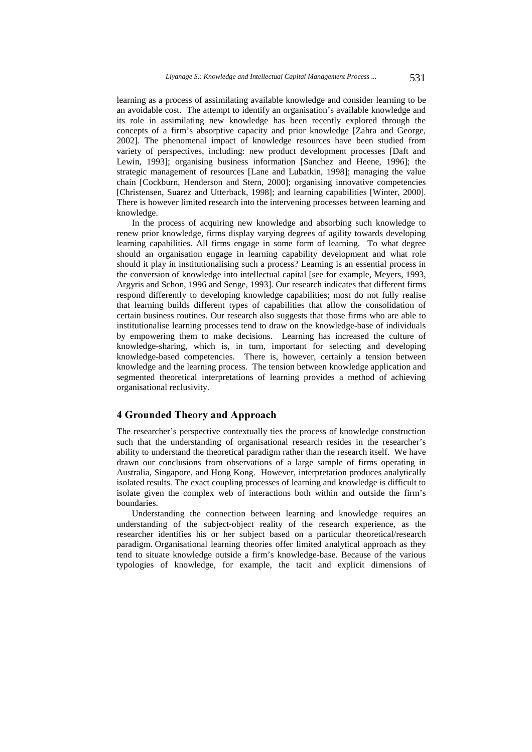learning as a process of assimilating available knowledge and consider learning to be an avoidable cost. The attempt to identify an organisation's available knowledge and its role in assimilating new knowledge has been recently explored through the concepts of a firm's absorptive capacity and prior knowledge [Zahra and George, 2002]. The phenomenal impact of knowledge resources have been studied from variety of perspectives, including: new product development processes [Daft and Lewin, 1993]; organising business information [Sanchez and Heene, 1996]; the strategic management of resources [Lane and Lubatkin, 1998]; managing the value chain [Cockburn, Henderson and Stern, 2000]; organising innovative competencies [Christensen, Suarez and Utterback, 1998]; and learning capabilities [Winter, 2000]. There is however limited research into the intervening processes between learning and knowledge.

In the process of acquiring new knowledge and absorbing such knowledge to renew prior knowledge, firms display varying degrees of agility towards developing learning capabilities. All firms engage in some form of learning. To what degree should an organisation engage in learning capability development and what role should it play in institutionalising such a process? Learning is an essential process in the conversion of knowledge into intellectual capital [see for example, Meyers, 1993, Argyris and Schon, 1996 and Senge, 1993]. Our research indicates that different firms respond differently to developing knowledge capabilities; most do not fully realise that learning builds different types of capabilities that allow the consolidation of certain business routines. Our research also suggests that those firms who are able to institutionalise learning processes tend to draw on the knowledge-base of individuals by empowering them to make decisions. Learning has increased the culture of knowledge-sharing, which is, in turn, important for selecting and developing knowledge-based competencies. There is, however, certainly a tension between knowledge and the learning process. The tension between knowledge application and segmented theoretical interpretations of learning provides a method of achieving organisational reclusivity.

## 4 Grounded Theory and Approach

The researcher's perspective contextually ties the process of knowledge construction such that the understanding of organisational research resides in the researcher's ability to understand the theoretical paradigm rather than the research itself. We have drawn our conclusions from observations of a large sample of firms operating in Australia, Singapore, and Hong Kong. However, interpretation produces analytically isolated results. The exact coupling processes of learning and knowledge is difficult to isolate given the complex web of interactions both within and outside the firm's boundaries.

Understanding the connection between learning and knowledge requires an understanding of the subject-object reality of the research experience, as the researcher identifies his or her subject based on a particular theoretical/research paradigm. Organisational learning theories offer limited analytical approach as they tend to situate knowledge outside a firm's knowledge-base. Because of the various typologies of knowledge, for example, the tacit and explicit dimensions of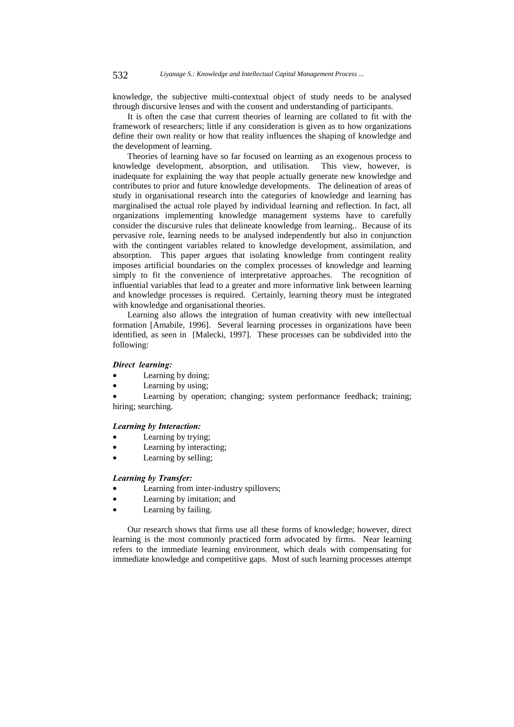knowledge, the subjective multi-contextual object of study needs to be analysed through discursive lenses and with the consent and understanding of participants.

It is often the case that current theories of learning are collated to fit with the framework of researchers; little if any consideration is given as to how organizations define their own reality or how that reality influences the shaping of knowledge and the development of learning.

Theories of learning have so far focused on learning as an exogenous process to knowledge development, absorption, and utilisation. This view, however, is inadequate for explaining the way that people actually generate new knowledge and contributes to prior and future knowledge developments. The delineation of areas of study in organisational research into the categories of knowledge and learning has marginalised the actual role played by individual learning and reflection. In fact, all organizations implementing knowledge management systems have to carefully consider the discursive rules that delineate knowledge from learning.. Because of its pervasive role, learning needs to be analysed independently but also in conjunction with the contingent variables related to knowledge development, assimilation, and absorption. This paper argues that isolating knowledge from contingent reality imposes artificial boundaries on the complex processes of knowledge and learning simply to fit the convenience of interpretative approaches. The recognition of influential variables that lead to a greater and more informative link between learning and knowledge processes is required. Certainly, learning theory must be integrated with knowledge and organisational theories.

Learning also allows the integration of human creativity with new intellectual formation [Amabile, 1996]. Several learning processes in organizations have been identified, as seen in [Malecki, 1997]. These processes can be subdivided into the following:

***Direct learning:***

- Learning by doing;
- Learning by using;
- Learning by operation; changing; system performance feedback; training; hiring; searching.

***Learning by Interaction:***

- Learning by trying;
- Learning by interacting;
- Learning by selling;

***Learning by Transfer:***

- Learning from inter-industry spillovers;
- Learning by imitation; and
- Learning by failing.

Our research shows that firms use all these forms of knowledge; however, direct learning is the most commonly practiced form advocated by firms. Near learning refers to the immediate learning environment, which deals with compensating for immediate knowledge and competitive gaps. Most of such learning processes attempt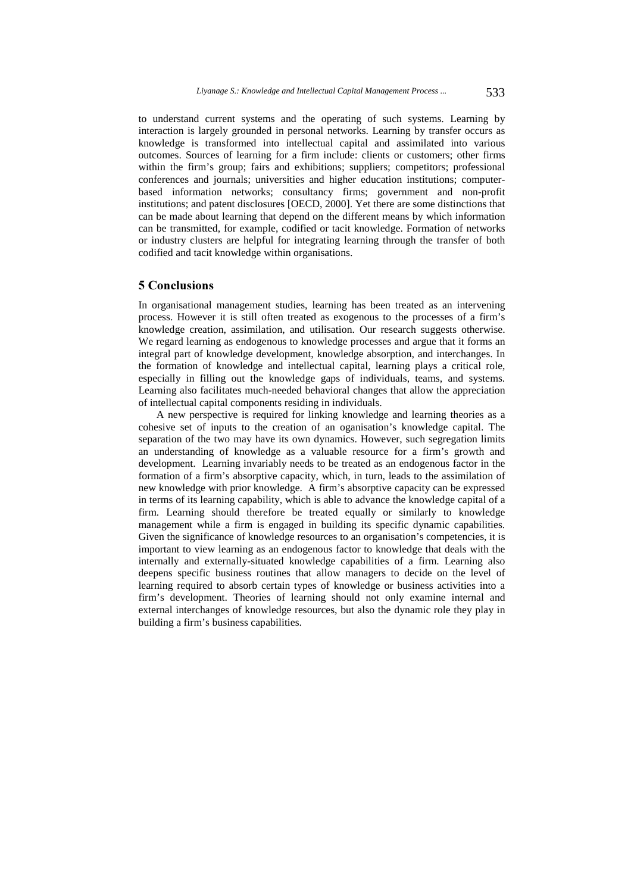to understand current systems and the operating of such systems. Learning by interaction is largely grounded in personal networks. Learning by transfer occurs as knowledge is transformed into intellectual capital and assimilated into various outcomes. Sources of learning for a firm include: clients or customers; other firms within the firm's group; fairs and exhibitions; suppliers; competitors; professional conferences and journals; universities and higher education institutions; computer-based information networks; consultancy firms; government and non-profit institutions; and patent disclosures [OECD, 2000]. Yet there are some distinctions that can be made about learning that depend on the different means by which information can be transmitted, for example, codified or tacit knowledge. Formation of networks or industry clusters are helpful for integrating learning through the transfer of both codified and tacit knowledge within organisations.

## 5 Conclusions

In organisational management studies, learning has been treated as an intervening process. However it is still often treated as exogenous to the processes of a firm's knowledge creation, assimilation, and utilisation. Our research suggests otherwise. We regard learning as endogenous to knowledge processes and argue that it forms an integral part of knowledge development, knowledge absorption, and interchanges. In the formation of knowledge and intellectual capital, learning plays a critical role, especially in filling out the knowledge gaps of individuals, teams, and systems. Learning also facilitates much-needed behavioral changes that allow the appreciation of intellectual capital components residing in individuals.

A new perspective is required for linking knowledge and learning theories as a cohesive set of inputs to the creation of an oganisation's knowledge capital. The separation of the two may have its own dynamics. However, such segregation limits an understanding of knowledge as a valuable resource for a firm's growth and development. Learning invariably needs to be treated as an endogenous factor in the formation of a firm's absorptive capacity, which, in turn, leads to the assimilation of new knowledge with prior knowledge. A firm's absorptive capacity can be expressed in terms of its learning capability, which is able to advance the knowledge capital of a firm. Learning should therefore be treated equally or similarly to knowledge management while a firm is engaged in building its specific dynamic capabilities. Given the significance of knowledge resources to an organisation's competencies, it is important to view learning as an endogenous factor to knowledge that deals with the internally and externally-situated knowledge capabilities of a firm. Learning also deepens specific business routines that allow managers to decide on the level of learning required to absorb certain types of knowledge or business activities into a firm's development. Theories of learning should not only examine internal and external interchanges of knowledge resources, but also the dynamic role they play in building a firm's business capabilities.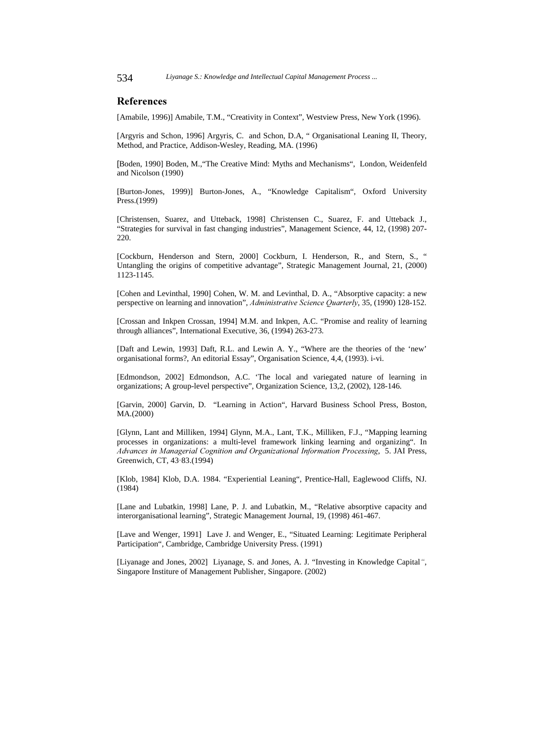## References

[Amabile, 1996)] Amabile, T.M., "Creativity in Context", Westview Press, New York (1996).

[Argyris and Schon, 1996] Argyris, C. and Schon, D.A, " Organisational Leaning II, Theory, Method, and Practice, Addison-Wesley, Reading, MA. (1996)

[Boden, 1990] Boden, M.,"The Creative Mind: Myths and Mechanisms", London, Weidenfeld and Nicolson (1990)

[Burton-Jones, 1999)] Burton-Jones, A., "Knowledge Capitalism", Oxford University Press.(1999)

[Christensen, Suarez, and Utteback, 1998] Christensen C., Suarez, F. and Utteback J., "Strategies for survival in fast changing industries", Management Science, 44, 12, (1998) 207-220.

[Cockburn, Henderson and Stern, 2000] Cockburn, I. Henderson, R., and Stern, S., " Untangling the origins of competitive advantage", Strategic Management Journal, 21, (2000) 1123-1145.

[Cohen and Levinthal, 1990] Cohen, W. M. and Levinthal, D. A., "Absorptive capacity: a new perspective on learning and innovation", *Administrative Science Quarterly*, 35, (1990) 128-152.

[Crossan and Inkpen Crossan, 1994] M.M. and Inkpen, A.C. "Promise and reality of learning through alliances", International Executive, 36, (1994) 263-273.

[Daft and Lewin, 1993] Daft, R.L. and Lewin A. Y., "Where are the theories of the 'new' organisational forms?, An editorial Essay", Organisation Science, 4,4, (1993). i-vi.

[Edmondson, 2002] Edmondson, A.C. 'The local and variegated nature of learning in organizations; A group-level perspective", Organization Science, 13,2, (2002), 128-146.

[Garvin, 2000] Garvin, D. "Learning in Action", Harvard Business School Press, Boston, MA.(2000)

[Glynn, Lant and Milliken, 1994] Glynn, M.A., Lant, T.K., Milliken, F.J., "Mapping learning processes in organizations: a multi-level framework linking learning and organizing". In *Advances in Managerial Cognition and Organizational Information Processing*, 5. JAI Press, Greenwich, CT, 43–83.(1994)

[Klob, 1984] Klob, D.A. 1984. "Experiential Leaning", Prentice-Hall, Eaglewood Cliffs, NJ. (1984)

[Lane and Lubatkin, 1998] Lane, P. J. and Lubatkin, M., "Relative absorptive capacity and interorganisational learning", Strategic Management Journal, 19, (1998) 461-467.

[Lave and Wenger, 1991] Lave J. and Wenger, E., "Situated Learning: Legitimate Peripheral Participation", Cambridge, Cambridge University Press. (1991)

[Liyanage and Jones, 2002] Liyanage, S. and Jones, A. J. "Investing in Knowledge Capital", Singapore Institure of Management Publisher, Singapore. (2002)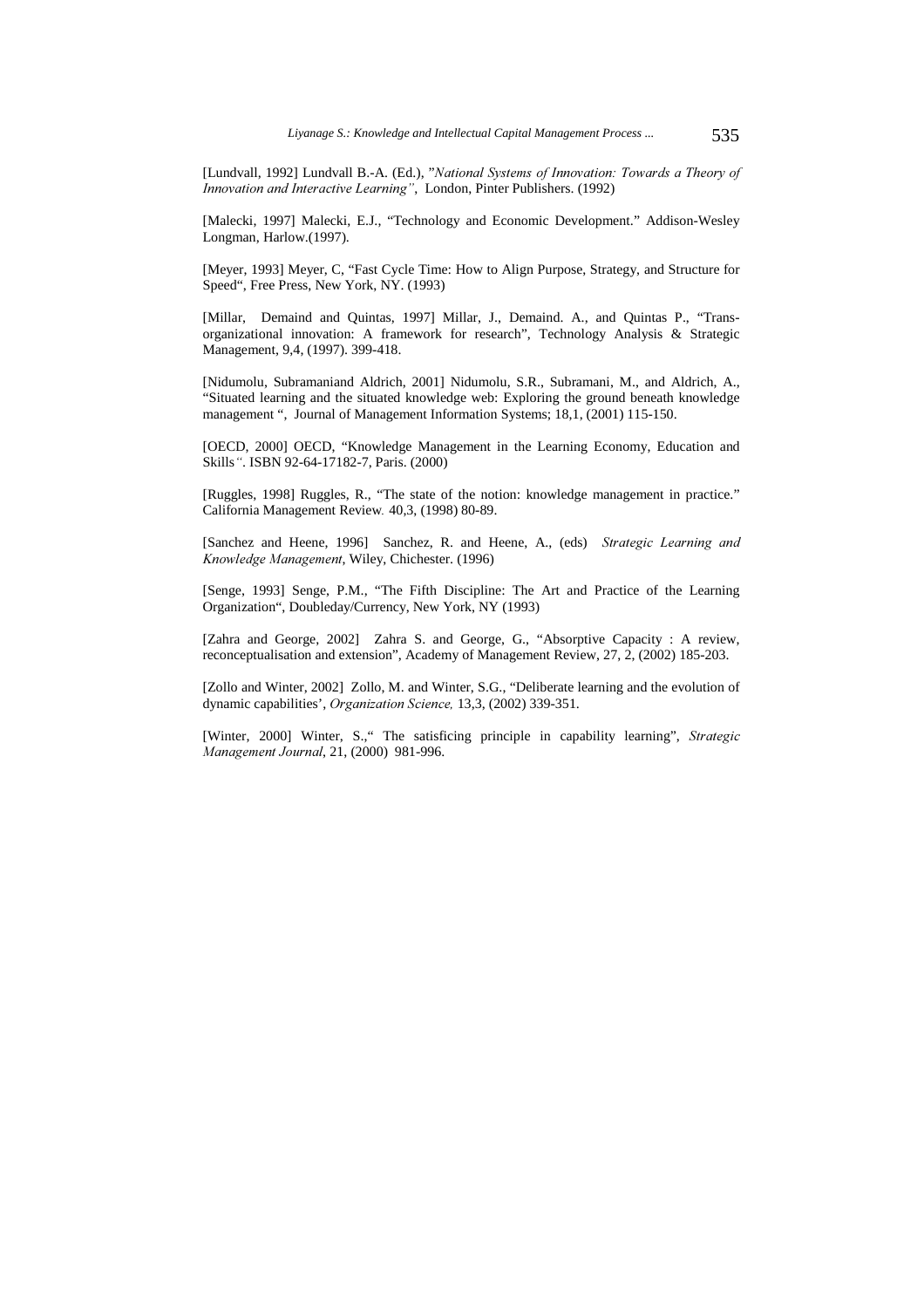[Lundvall, 1992] Lundvall B.-A. (Ed.), "*National Systems of Innovation: Towards a Theory of Innovation and Interactive Learning"*, London, Pinter Publishers. (1992)

[Malecki, 1997] Malecki, E.J., "Technology and Economic Development." Addison-Wesley Longman, Harlow.(1997).

[Meyer, 1993] Meyer, C, "Fast Cycle Time: How to Align Purpose, Strategy, and Structure for Speed", Free Press, New York, NY. (1993)

[Millar, Demaind and Quintas, 1997] Millar, J., Demaind. A., and Quintas P., "Trans-organizational innovation: A framework for research", Technology Analysis & Strategic Management, 9,4, (1997). 399-418.

[Nidumolu, Subramaniand Aldrich, 2001] Nidumolu, S.R., Subramani, M., and Aldrich, A., "Situated learning and the situated knowledge web: Exploring the ground beneath knowledge management ", Journal of Management Information Systems; 18,1, (2001) 115-150.

[OECD, 2000] OECD, "Knowledge Management in the Learning Economy, Education and Skills". ISBN 92-64-17182-7, Paris. (2000)

[Ruggles, 1998] Ruggles, R., "The state of the notion: knowledge management in practice." California Management Review. 40,3, (1998) 80-89.

[Sanchez and Heene, 1996] Sanchez, R. and Heene, A., (eds) *Strategic Learning and Knowledge Management*, Wiley, Chichester. (1996)

[Senge, 1993] Senge, P.M., "The Fifth Discipline: The Art and Practice of the Learning Organization", Doubleday/Currency, New York, NY (1993)

[Zahra and George, 2002] Zahra S. and George, G., "Absorptive Capacity : A review, reconceptualisation and extension", Academy of Management Review, 27, 2, (2002) 185-203.

[Zollo and Winter, 2002] Zollo, M. and Winter, S.G., "Deliberate learning and the evolution of dynamic capabilities', *Organization Science,* 13,3, (2002) 339-351.

[Winter, 2000] Winter, S.," The satisficing principle in capability learning", *Strategic Management Journal*, 21, (2000) 981-996.